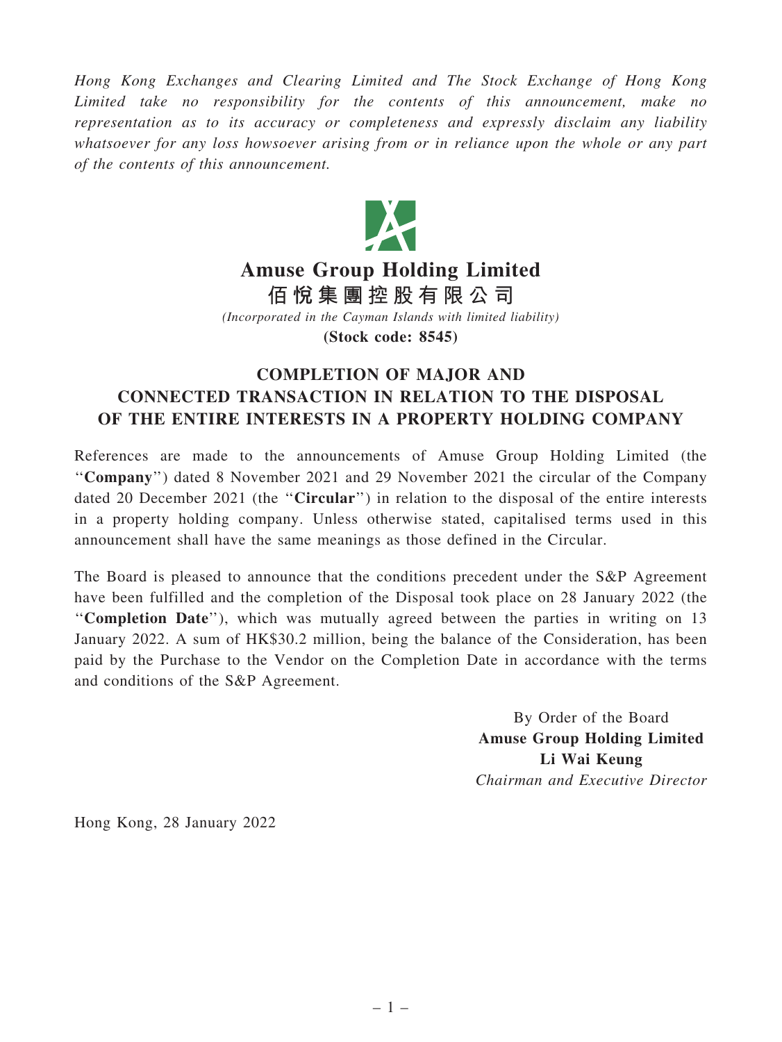*Hong Kong Exchanges and Clearing Limited and The Stock Exchange of Hong Kong Limited take no responsibility for the contents of this announcement, make no representation as to its accuracy or completeness and expressly disclaim any liability whatsoever for any loss howsoever arising from or in reliance upon the whole or any part of the contents of this announcement.*

# Amuse Group Holding Limited
# 佰悅集團控股有限公司

*(Incorporated in the Cayman Islands with limited liability)*

**(Stock code: 8545)**

## COMPLETION OF MAJOR AND CONNECTED TRANSACTION IN RELATION TO THE DISPOSAL OF THE ENTIRE INTERESTS IN A PROPERTY HOLDING COMPANY

References are made to the announcements of Amuse Group Holding Limited (the "**Company**") dated 8 November 2021 and 29 November 2021 the circular of the Company dated 20 December 2021 (the "**Circular**") in relation to the disposal of the entire interests in a property holding company. Unless otherwise stated, capitalised terms used in this announcement shall have the same meanings as those defined in the Circular.

The Board is pleased to announce that the conditions precedent under the S&P Agreement have been fulfilled and the completion of the Disposal took place on 28 January 2022 (the "**Completion Date**"), which was mutually agreed between the parties in writing on 13 January 2022. A sum of HK$30.2 million, being the balance of the Consideration, has been paid by the Purchase to the Vendor on the Completion Date in accordance with the terms and conditions of the S&P Agreement.

By Order of the Board
**Amuse Group Holding Limited**
**Li Wai Keung**
*Chairman and Executive Director*

Hong Kong, 28 January 2022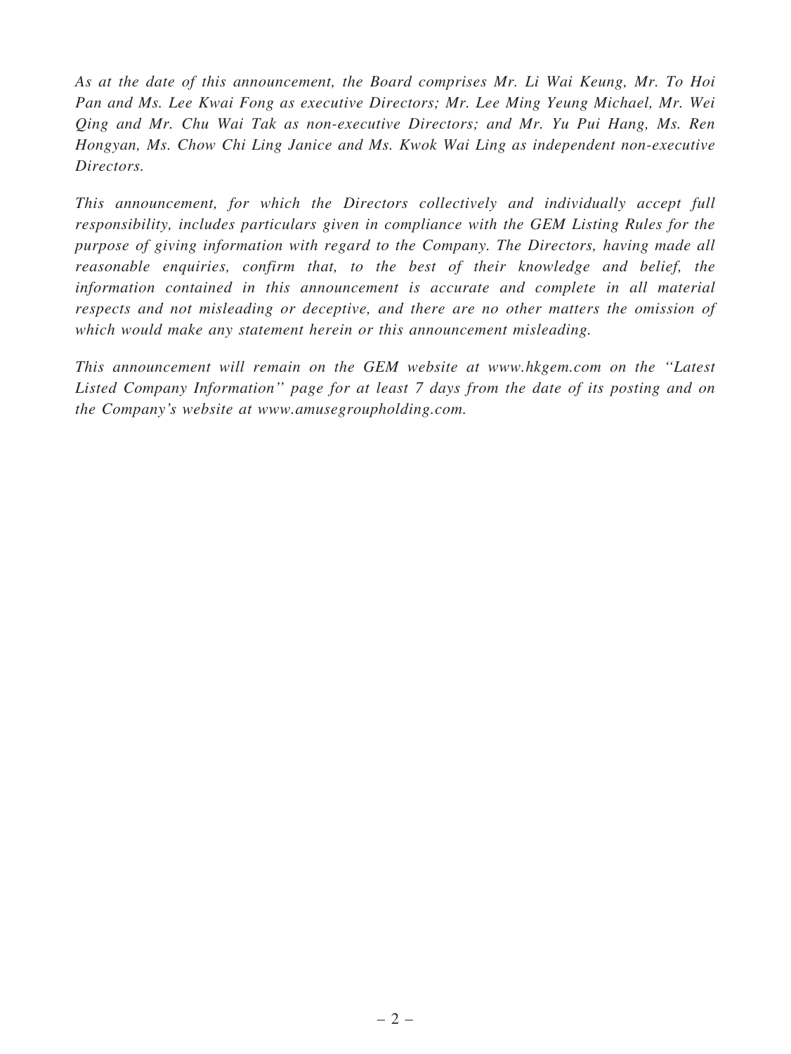*As at the date of this announcement, the Board comprises Mr. Li Wai Keung, Mr. To Hoi Pan and Ms. Lee Kwai Fong as executive Directors; Mr. Lee Ming Yeung Michael, Mr. Wei Qing and Mr. Chu Wai Tak as non-executive Directors; and Mr. Yu Pui Hang, Ms. Ren Hongyan, Ms. Chow Chi Ling Janice and Ms. Kwok Wai Ling as independent non-executive Directors.*

*This announcement, for which the Directors collectively and individually accept full responsibility, includes particulars given in compliance with the GEM Listing Rules for the purpose of giving information with regard to the Company. The Directors, having made all reasonable enquiries, confirm that, to the best of their knowledge and belief, the information contained in this announcement is accurate and complete in all material respects and not misleading or deceptive, and there are no other matters the omission of which would make any statement herein or this announcement misleading.*

*This announcement will remain on the GEM website at www.hkgem.com on the ''Latest Listed Company Information'' page for at least 7 days from the date of its posting and on the Company's website at www.amusegroupholding.com.*